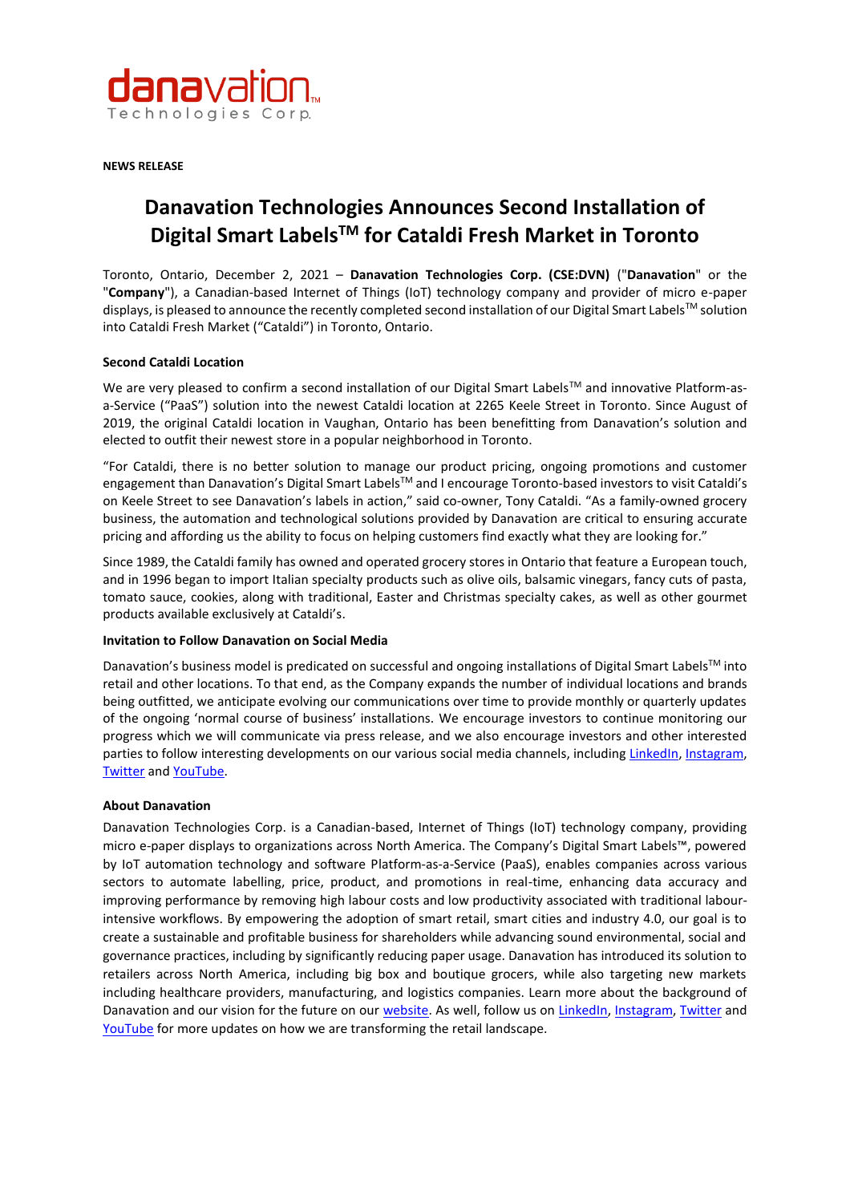**NEWS RELEASE**

# Danavation Technologies Announces Second Installation of Digital Smart Labels™ for Cataldi Fresh Market in Toronto

Toronto, Ontario, December 2, 2021 – **Danavation Technologies Corp. (CSE:DVN)** ("**Danavation**" or the "**Company**"), a Canadian-based Internet of Things (IoT) technology company and provider of micro e-paper displays, is pleased to announce the recently completed second installation of our Digital Smart Labels™ solution into Cataldi Fresh Market ("Cataldi") in Toronto, Ontario.

**Second Cataldi Location**

We are very pleased to confirm a second installation of our Digital Smart Labels™ and innovative Platform-as-a-Service ("PaaS") solution into the newest Cataldi location at 2265 Keele Street in Toronto. Since August of 2019, the original Cataldi location in Vaughan, Ontario has been benefitting from Danavation's solution and elected to outfit their newest store in a popular neighborhood in Toronto.

"For Cataldi, there is no better solution to manage our product pricing, ongoing promotions and customer engagement than Danavation's Digital Smart Labels™ and I encourage Toronto-based investors to visit Cataldi's on Keele Street to see Danavation's labels in action," said co-owner, Tony Cataldi. "As a family-owned grocery business, the automation and technological solutions provided by Danavation are critical to ensuring accurate pricing and affording us the ability to focus on helping customers find exactly what they are looking for."

Since 1989, the Cataldi family has owned and operated grocery stores in Ontario that feature a European touch, and in 1996 began to import Italian specialty products such as olive oils, balsamic vinegars, fancy cuts of pasta, tomato sauce, cookies, along with traditional, Easter and Christmas specialty cakes, as well as other gourmet products available exclusively at Cataldi's.

**Invitation to Follow Danavation on Social Media**

Danavation's business model is predicated on successful and ongoing installations of Digital Smart Labels™ into retail and other locations. To that end, as the Company expands the number of individual locations and brands being outfitted, we anticipate evolving our communications over time to provide monthly or quarterly updates of the ongoing 'normal course of business' installations. We encourage investors to continue monitoring our progress which we will communicate via press release, and we also encourage investors and other interested parties to follow interesting developments on our various social media channels, including LinkedIn, Instagram, Twitter and YouTube.

**About Danavation**

Danavation Technologies Corp. is a Canadian-based, Internet of Things (IoT) technology company, providing micro e-paper displays to organizations across North America. The Company's Digital Smart Labels™, powered by IoT automation technology and software Platform-as-a-Service (PaaS), enables companies across various sectors to automate labelling, price, product, and promotions in real-time, enhancing data accuracy and improving performance by removing high labour costs and low productivity associated with traditional labour-intensive workflows. By empowering the adoption of smart retail, smart cities and industry 4.0, our goal is to create a sustainable and profitable business for shareholders while advancing sound environmental, social and governance practices, including by significantly reducing paper usage. Danavation has introduced its solution to retailers across North America, including big box and boutique grocers, while also targeting new markets including healthcare providers, manufacturing, and logistics companies. Learn more about the background of Danavation and our vision for the future on our website. As well, follow us on LinkedIn, Instagram, Twitter and YouTube for more updates on how we are transforming the retail landscape.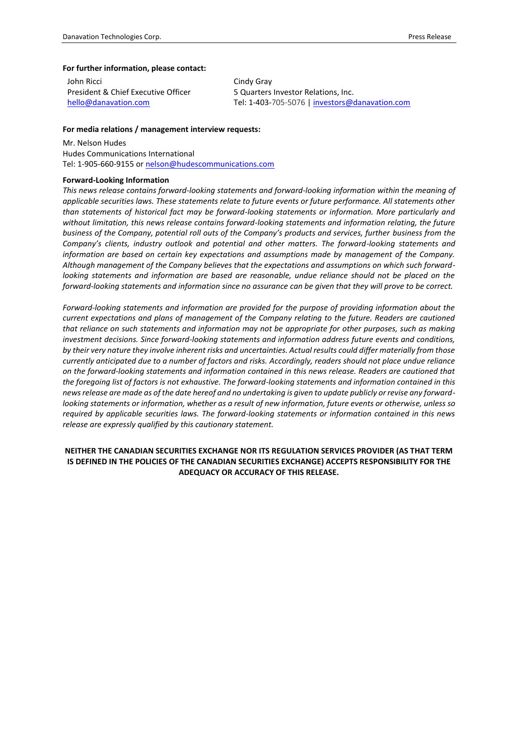**For further information, please contact:**

John Ricci
President & Chief Executive Officer
hello@danavation.com

Cindy Gray
5 Quarters Investor Relations, Inc.
Tel: 1-403-705-5076 | investors@danavation.com

**For media relations / management interview requests:**

Mr. Nelson Hudes
Hudes Communications International
Tel: 1-905-660-9155 or nelson@hudescommunications.com

**Forward-Looking Information**

*This news release contains forward-looking statements and forward-looking information within the meaning of applicable securities laws. These statements relate to future events or future performance. All statements other than statements of historical fact may be forward-looking statements or information. More particularly and without limitation, this news release contains forward-looking statements and information relating, the future business of the Company, potential roll outs of the Company's products and services, further business from the Company's clients, industry outlook and potential and other matters. The forward-looking statements and information are based on certain key expectations and assumptions made by management of the Company. Although management of the Company believes that the expectations and assumptions on which such forward-looking statements and information are based are reasonable, undue reliance should not be placed on the forward-looking statements and information since no assurance can be given that they will prove to be correct.*

*Forward-looking statements and information are provided for the purpose of providing information about the current expectations and plans of management of the Company relating to the future. Readers are cautioned that reliance on such statements and information may not be appropriate for other purposes, such as making investment decisions. Since forward-looking statements and information address future events and conditions, by their very nature they involve inherent risks and uncertainties. Actual results could differ materially from those currently anticipated due to a number of factors and risks. Accordingly, readers should not place undue reliance on the forward-looking statements and information contained in this news release. Readers are cautioned that the foregoing list of factors is not exhaustive. The forward-looking statements and information contained in this news release are made as of the date hereof and no undertaking is given to update publicly or revise any forward-looking statements or information, whether as a result of new information, future events or otherwise, unless so required by applicable securities laws. The forward-looking statements or information contained in this news release are expressly qualified by this cautionary statement.*

**NEITHER THE CANADIAN SECURITIES EXCHANGE NOR ITS REGULATION SERVICES PROVIDER (AS THAT TERM IS DEFINED IN THE POLICIES OF THE CANADIAN SECURITIES EXCHANGE) ACCEPTS RESPONSIBILITY FOR THE ADEQUACY OR ACCURACY OF THIS RELEASE.**